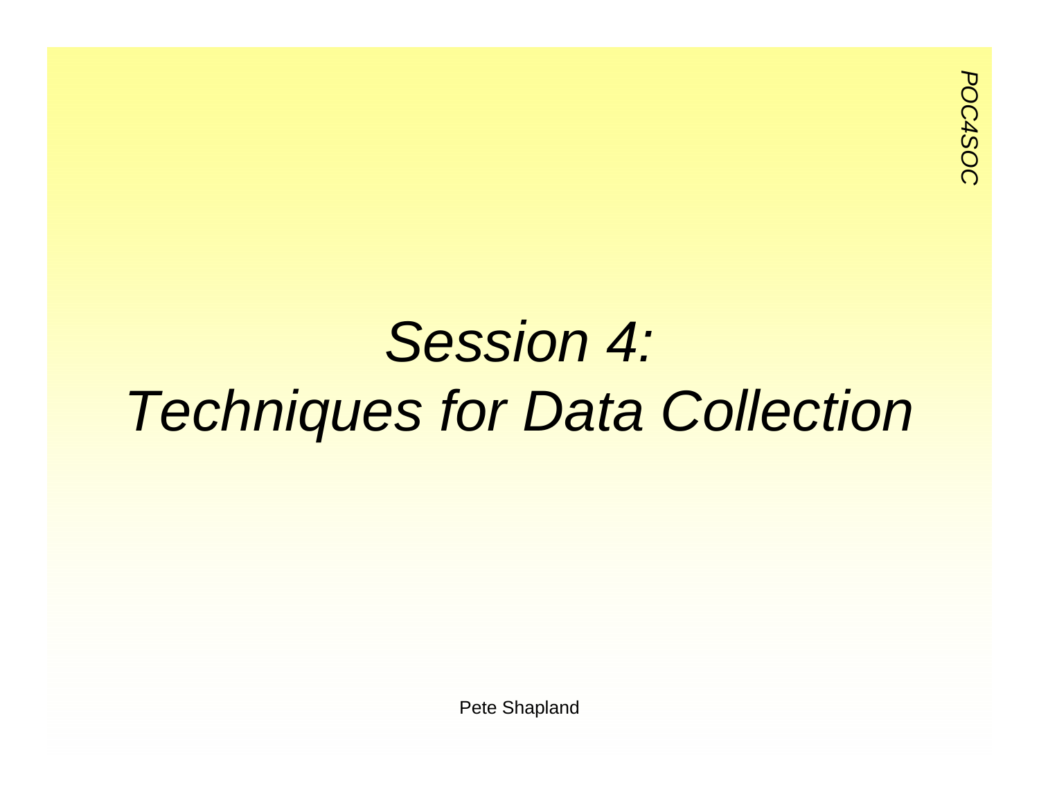# *Session 4: Techniques for Data Collection*

Pete Shapland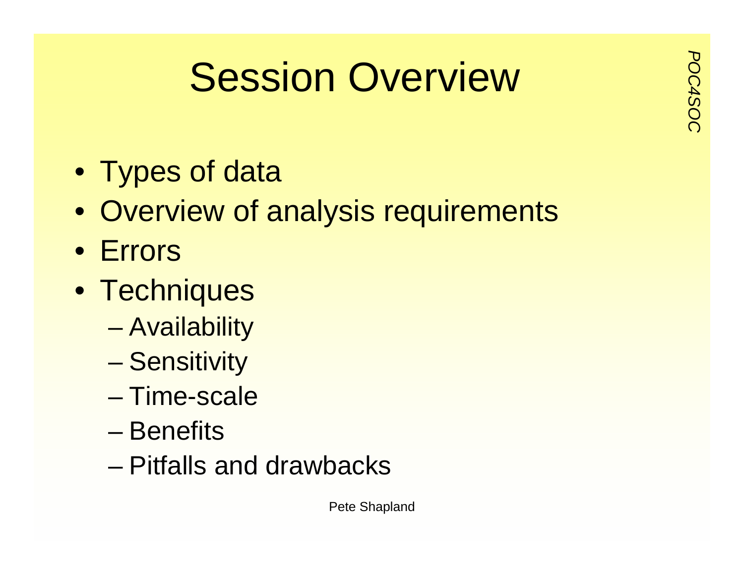# Session Overview

- Types of data
- Overview of analysis requirements
- Errors
- Techniques
  - Availability
  - Sensitivity
  - Time-scale
  - Benefits
  - Pitfalls and drawbacks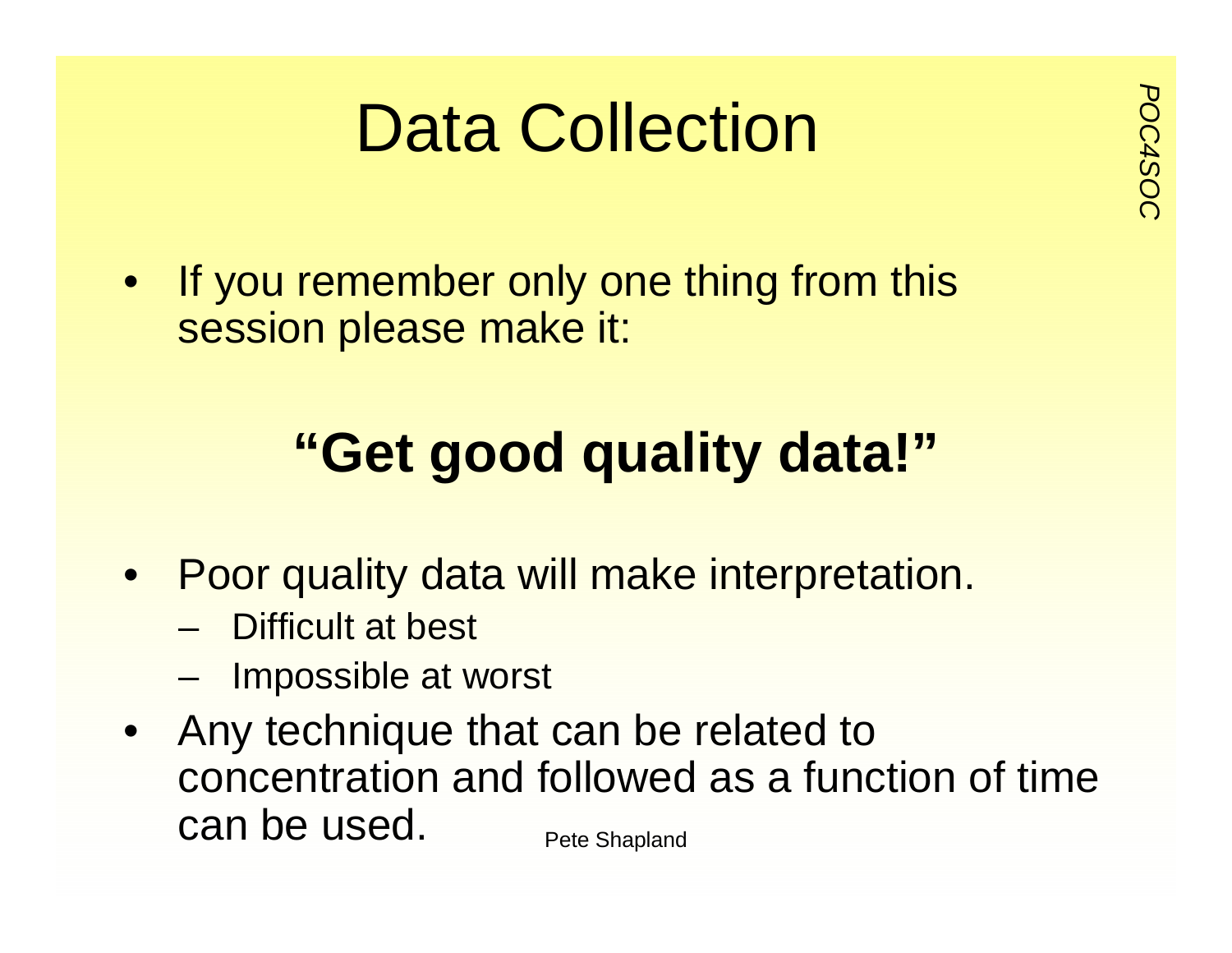# Data Collection

- If you remember only one thing from this session please make it:

**"Get good quality data!"**

- Poor quality data will make interpretation.
  - Difficult at best
  - Impossible at worst
- Any technique that can be related to concentration and followed as a function of time can be used.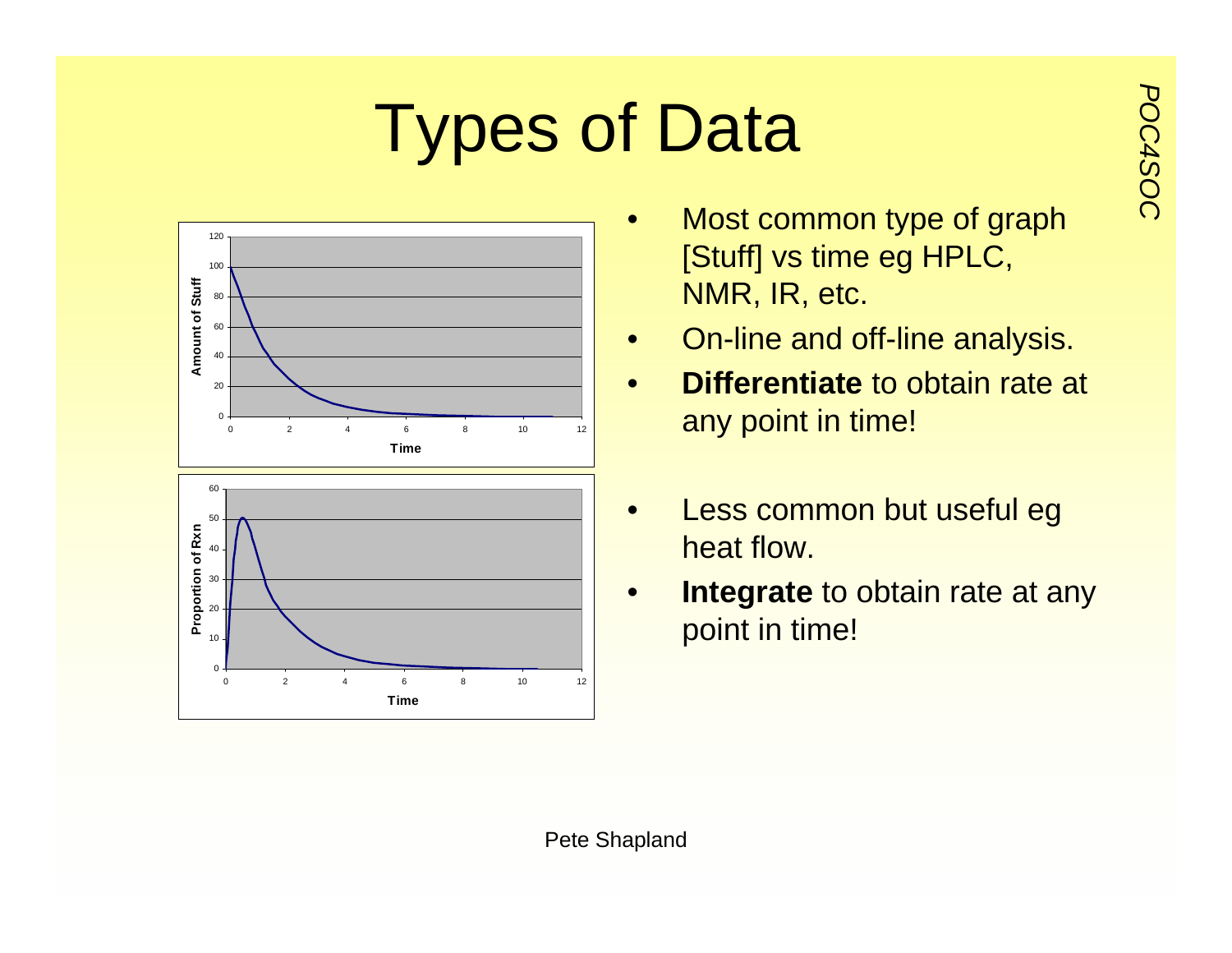# Types of Data

- Most common type of graph [Stuff] vs time eg HPLC, NMR, IR, etc.
- On-line and off-line analysis.
- **Differentiate** to obtain rate at any point in time!

- Less common but useful eg heat flow.
- **Integrate** to obtain rate at any point in time!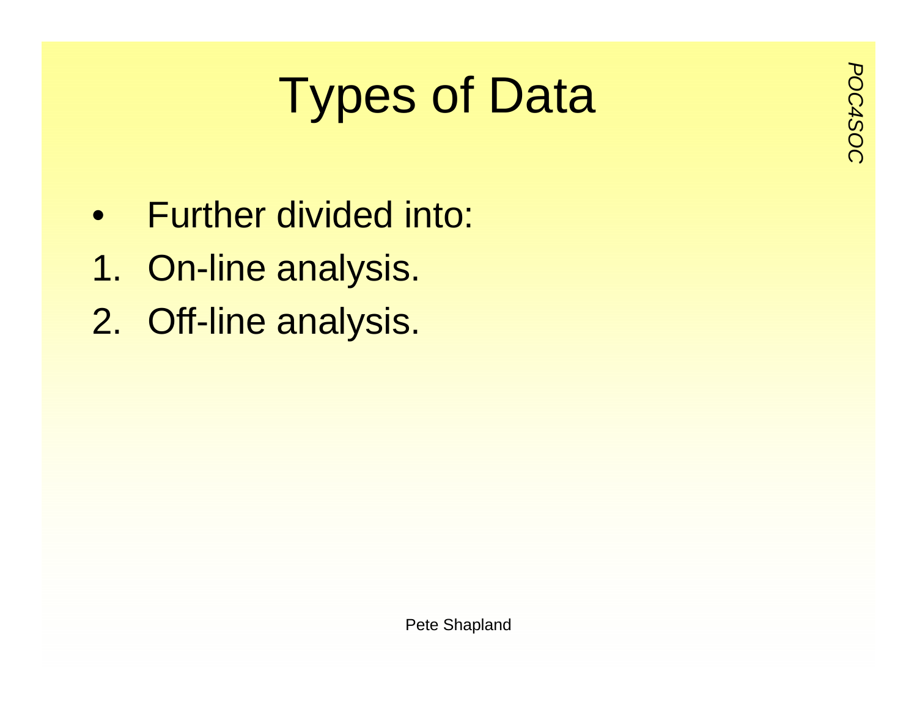# Types of Data

- Further divided into:

1. On-line analysis.
2. Off-line analysis.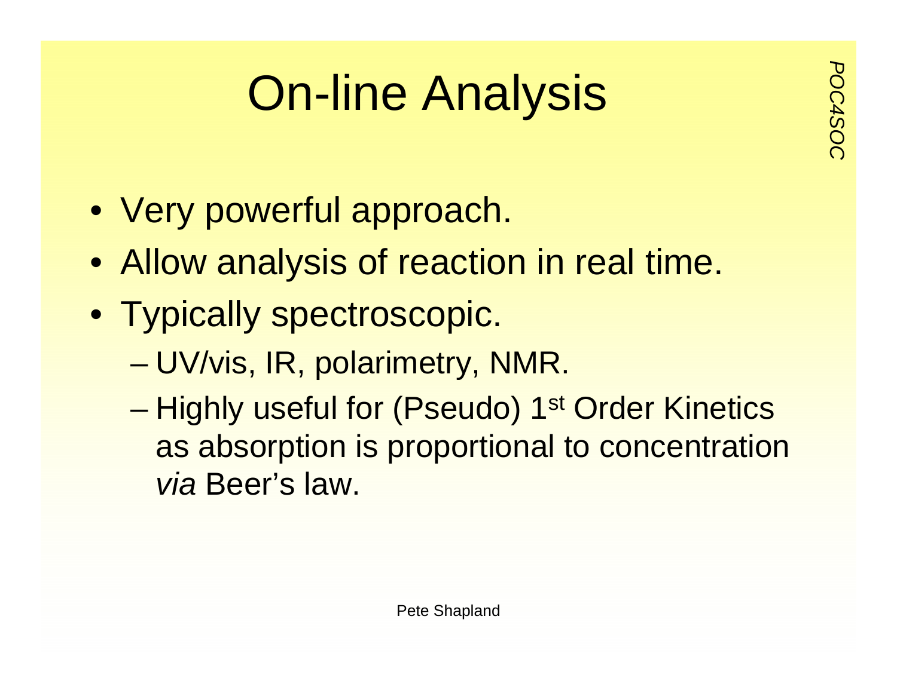# On-line Analysis

- Very powerful approach.
- Allow analysis of reaction in real time.
- Typically spectroscopic.
  - UV/vis, IR, polarimetry, NMR.
  - Highly useful for (Pseudo) 1$^{st}$ Order Kinetics as absorption is proportional to concentration *via* Beer's law.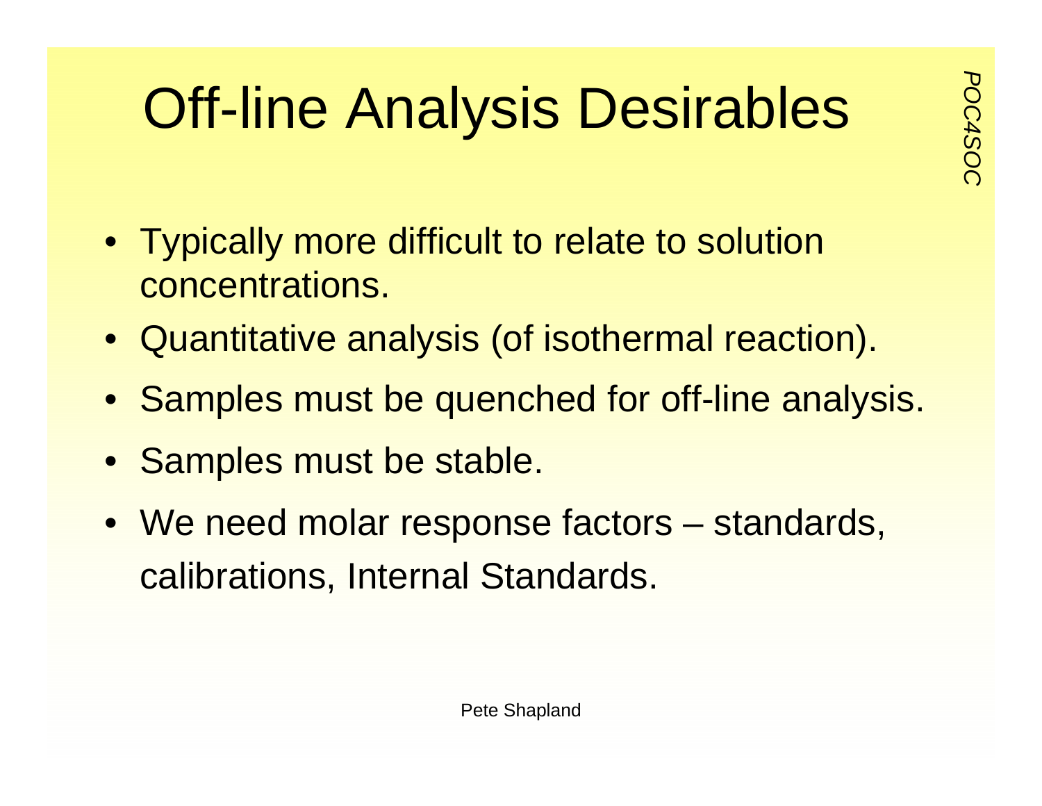# Off-line Analysis Desirables

- Typically more difficult to relate to solution concentrations.
- Quantitative analysis (of isothermal reaction).
- Samples must be quenched for off-line analysis.
- Samples must be stable.
- We need molar response factors – standards, calibrations, Internal Standards.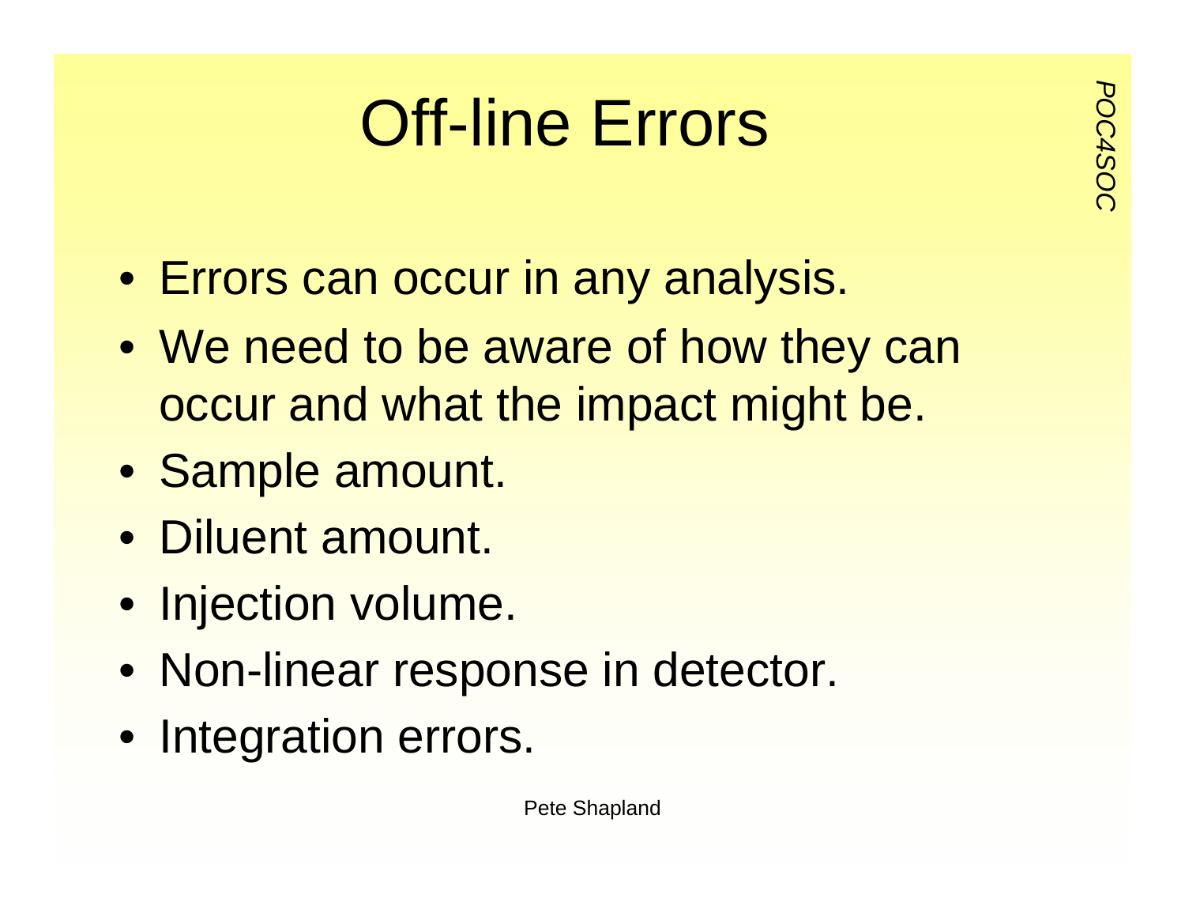# Off-line Errors

- Errors can occur in any analysis.
- We need to be aware of how they can occur and what the impact might be.
- Sample amount.
- Diluent amount.
- Injection volume.
- Non-linear response in detector.
- Integration errors.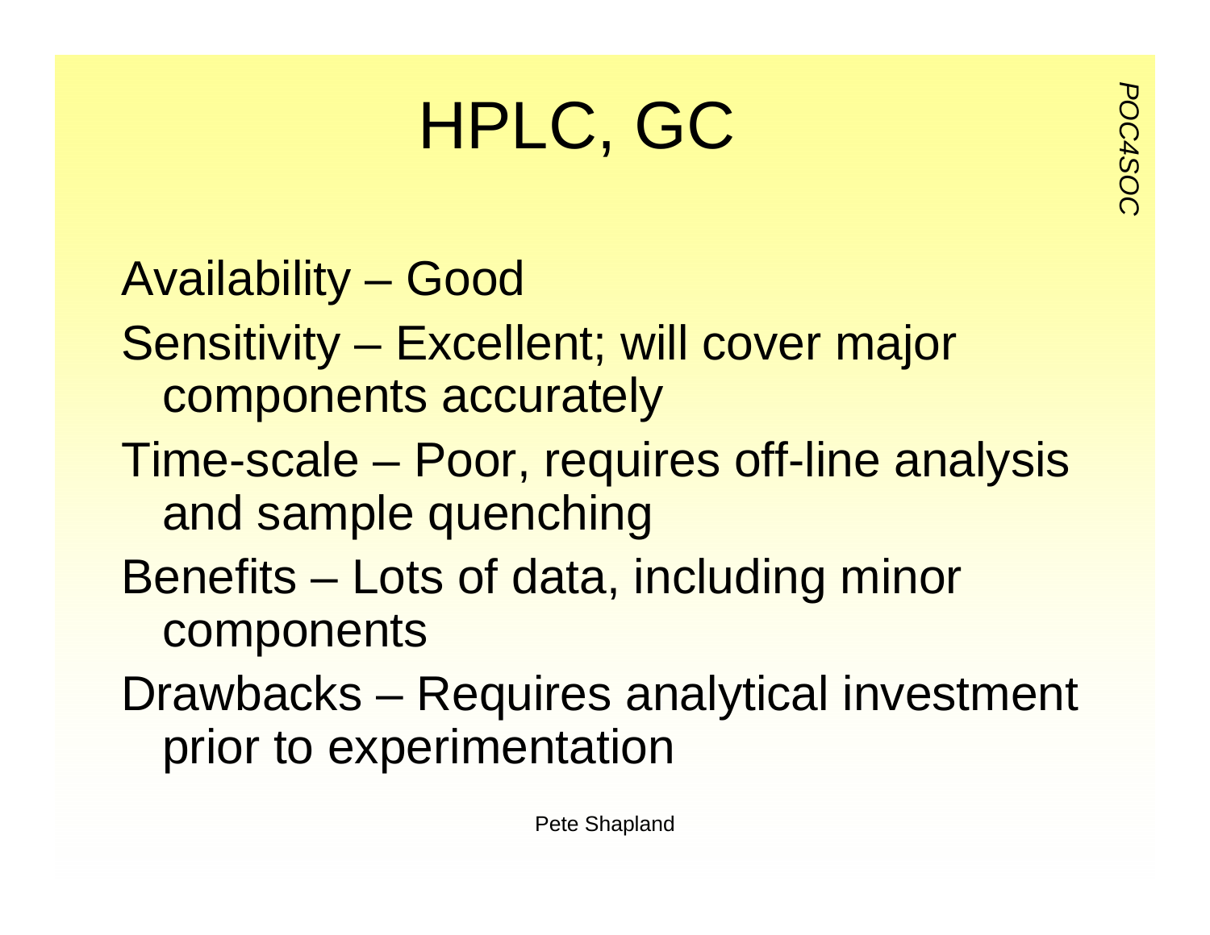# HPLC, GC

Availability – Good

Sensitivity – Excellent; will cover major components accurately

Time-scale – Poor, requires off-line analysis and sample quenching

Benefits – Lots of data, including minor components

Drawbacks – Requires analytical investment prior to experimentation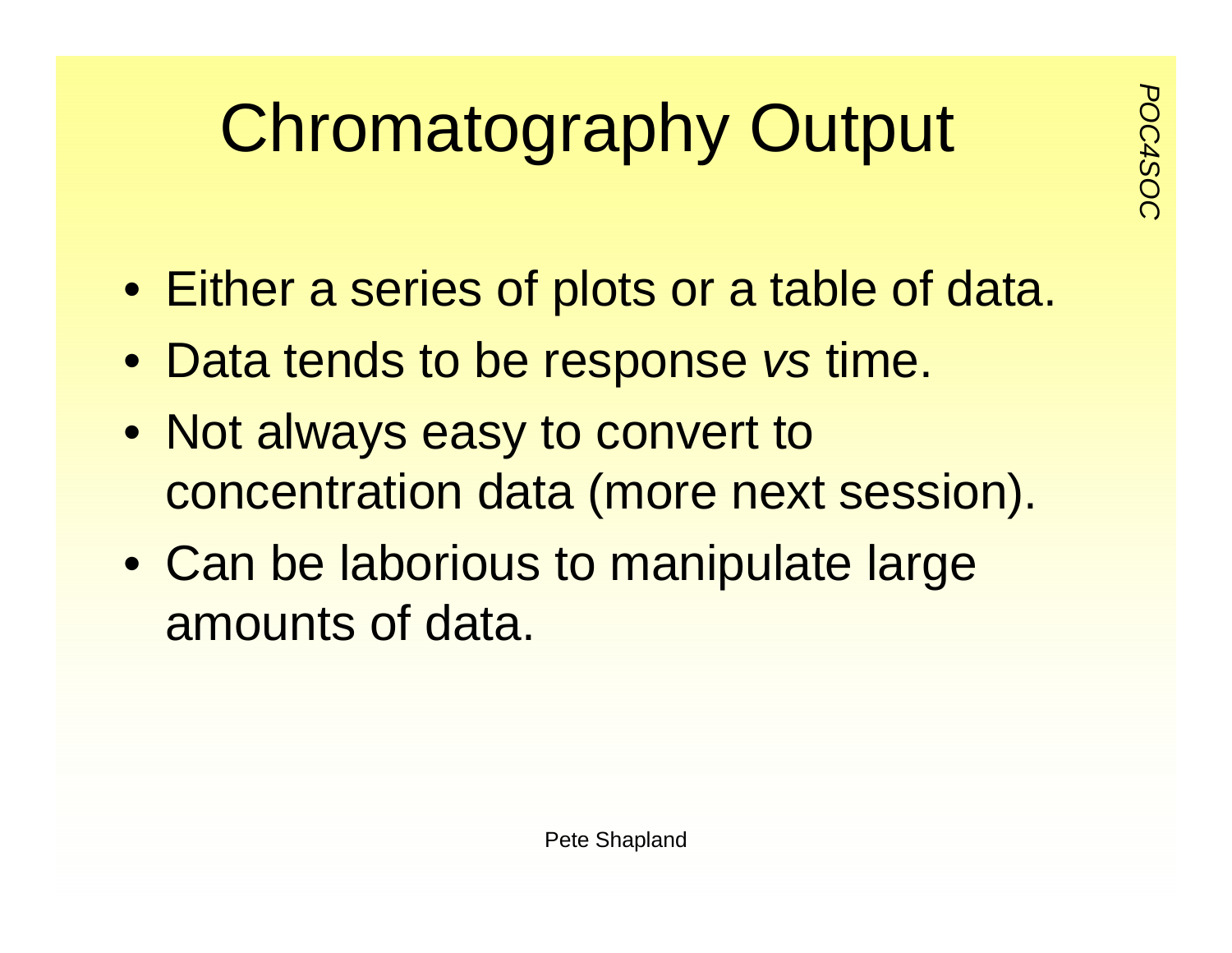# Chromatography Output

- Either a series of plots or a table of data.
- Data tends to be response *vs* time.
- Not always easy to convert to concentration data (more next session).
- Can be laborious to manipulate large amounts of data.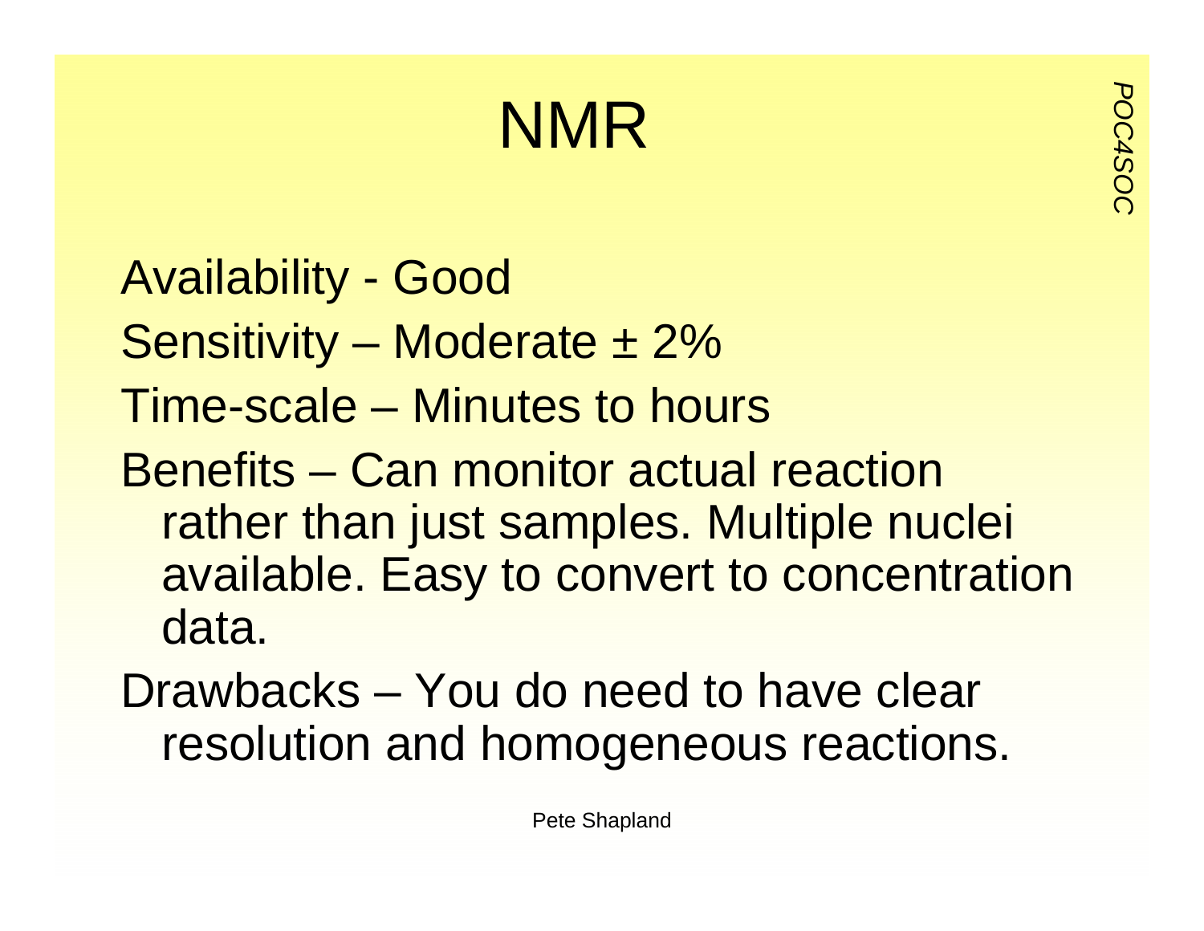# NMR

Availability - Good

Sensitivity – Moderate ± 2%

Time-scale – Minutes to hours

Benefits – Can monitor actual reaction rather than just samples. Multiple nuclei available. Easy to convert to concentration data.

Drawbacks – You do need to have clear resolution and homogeneous reactions.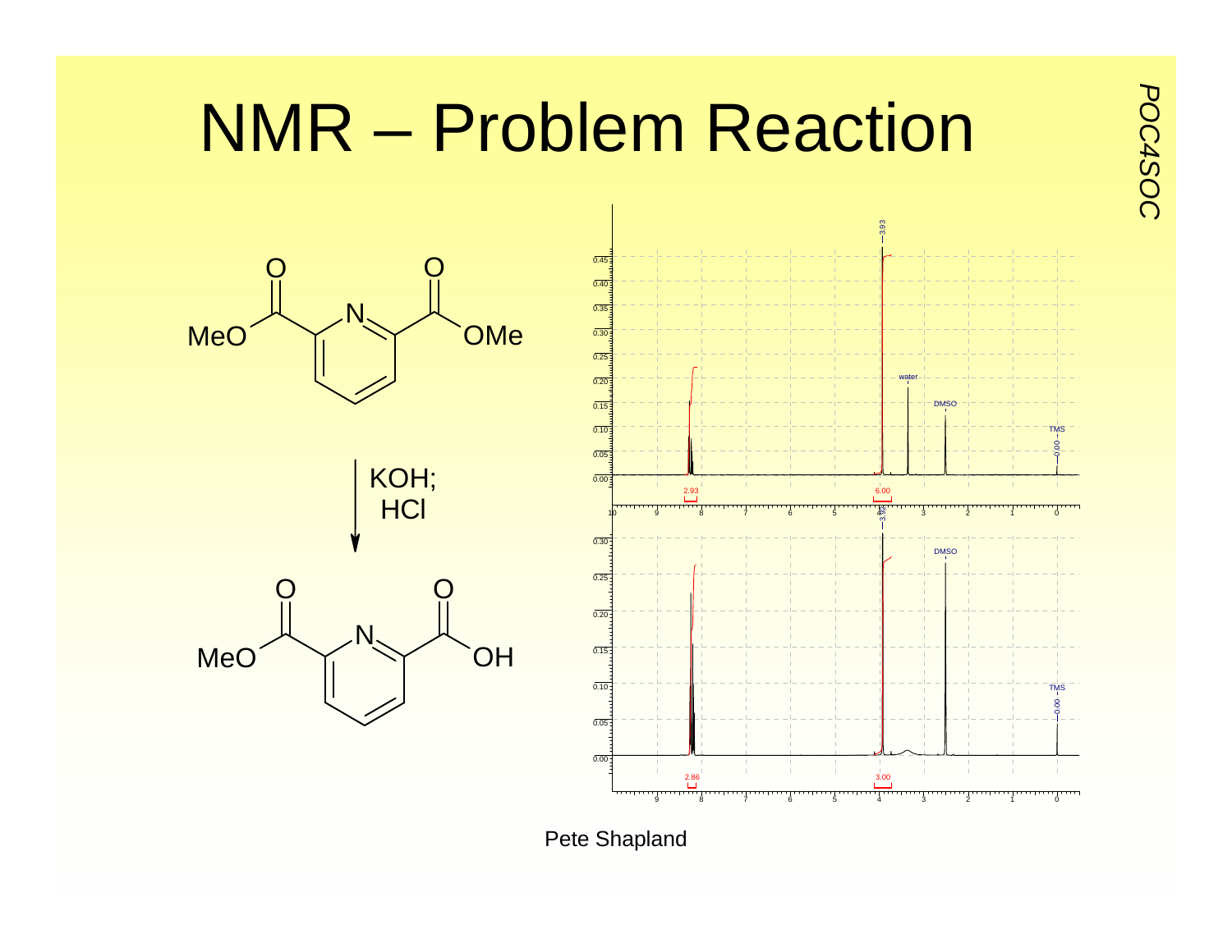# NMR – Problem Reaction

MeO(C=O)–pyridine–(C=O)OMe

KOH; HCl

MeO(C=O)–pyridine–(C=O)OH

Pete Shapland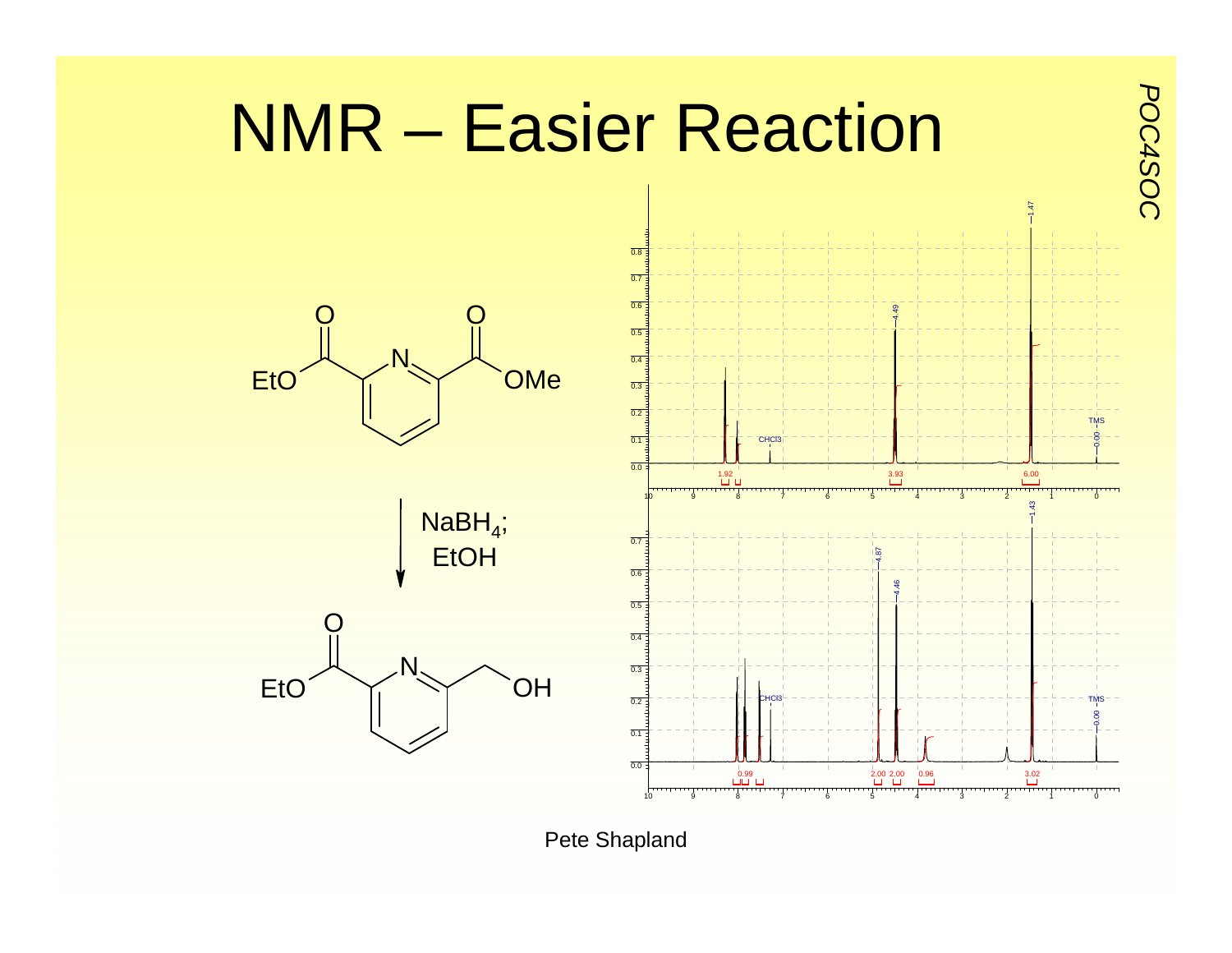# NMR – Easier Reaction

EtO(C=O)–pyridine–(C=O)OMe

$NaBH_4$; EtOH

EtO(C=O)–pyridine–$CH_2OH$

Pete Shapland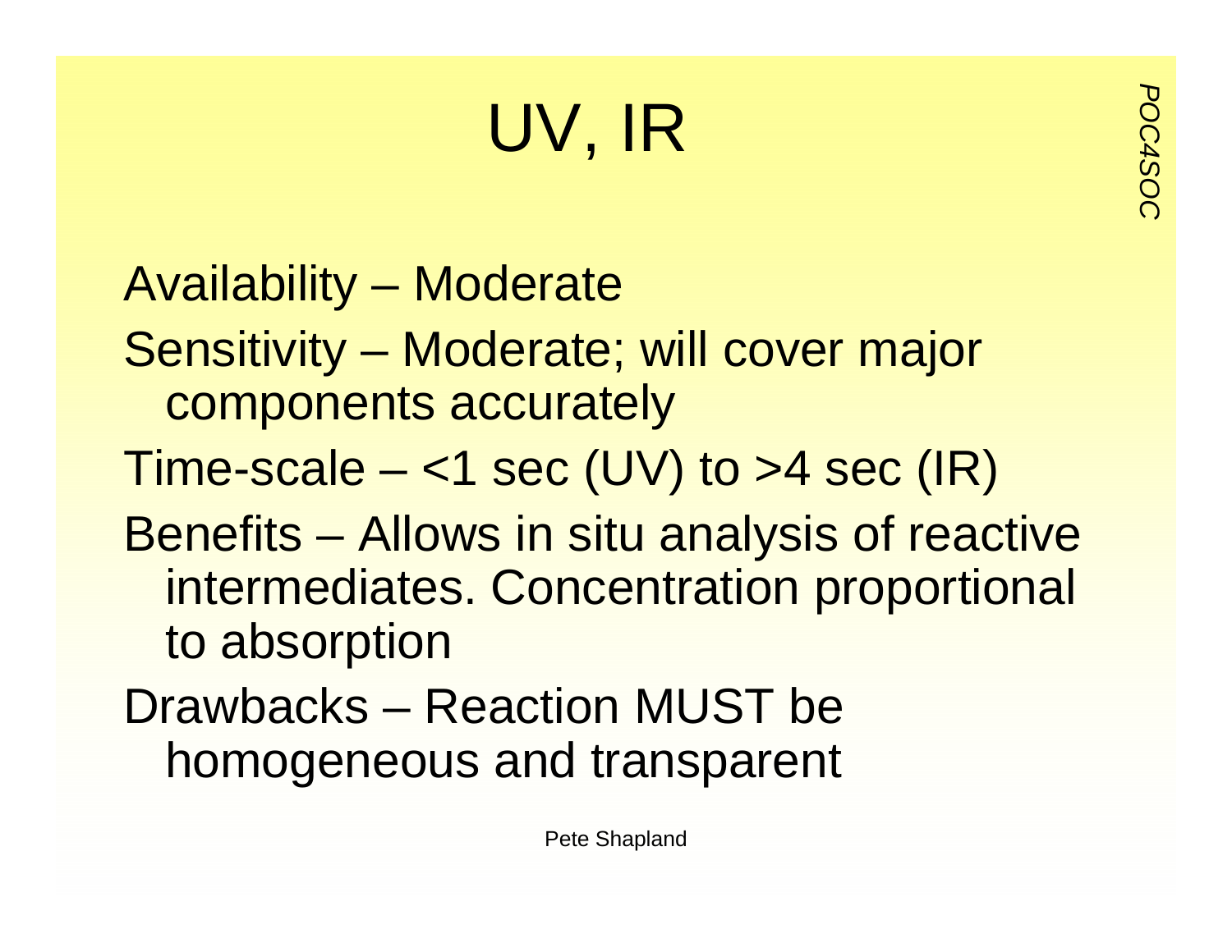# UV, IR

Availability – Moderate

Sensitivity – Moderate; will cover major components accurately

Time-scale – <1 sec (UV) to >4 sec (IR)

Benefits – Allows in situ analysis of reactive intermediates. Concentration proportional to absorption

Drawbacks – Reaction MUST be homogeneous and transparent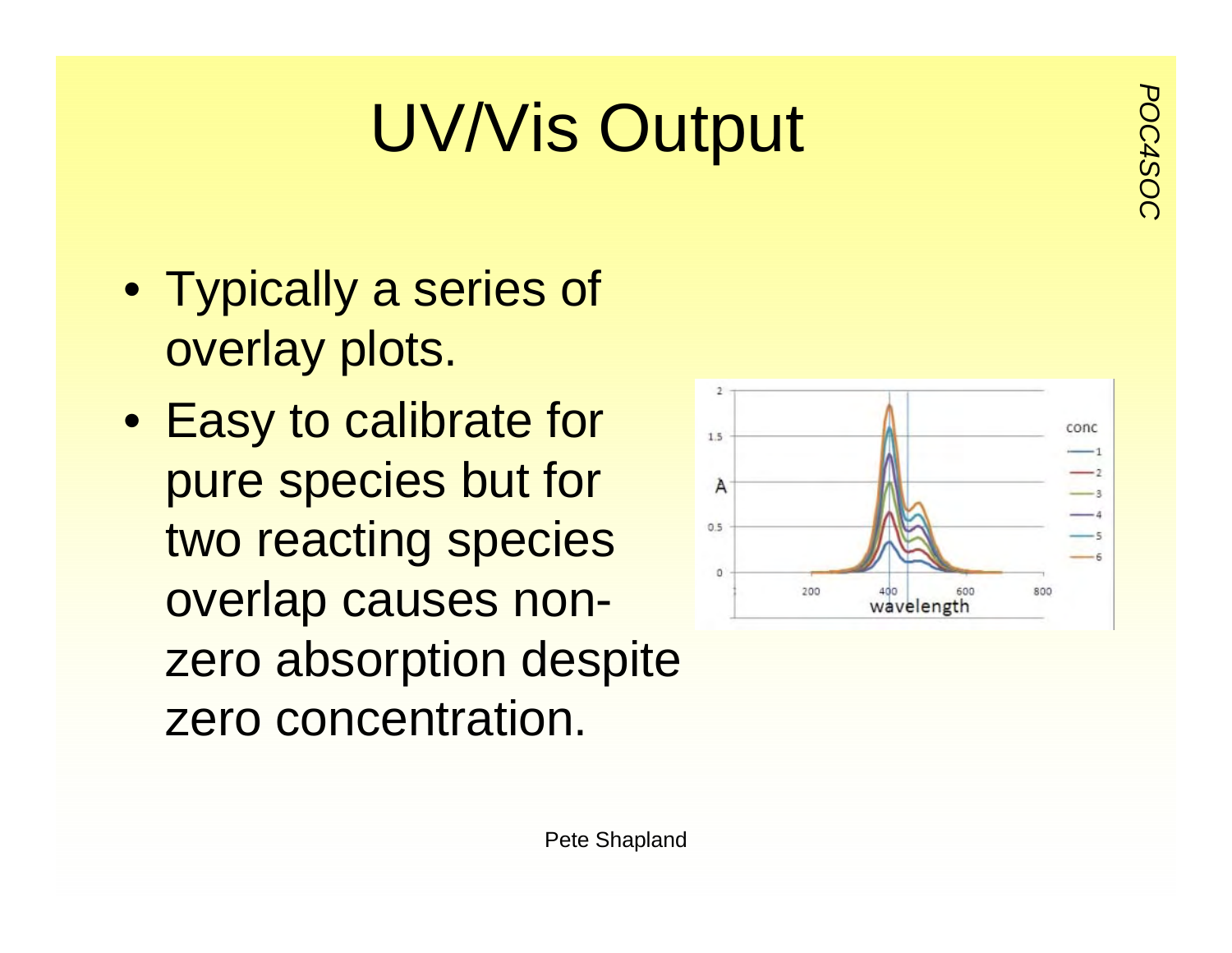# UV/Vis Output

- Typically a series of overlay plots.
- Easy to calibrate for pure species but for two reacting species overlap causes non-zero absorption despite zero concentration.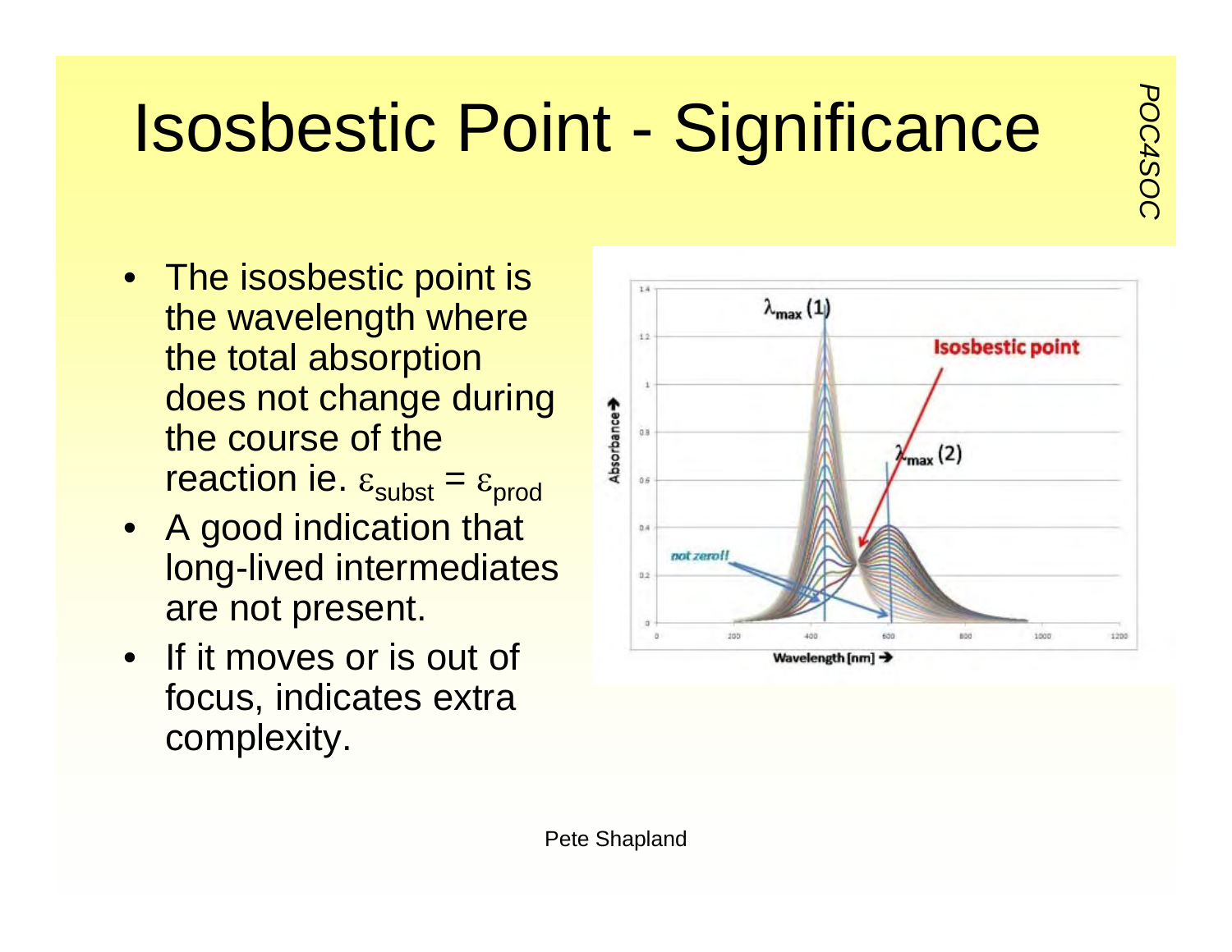# Isosbestic Point - Significance

- The isosbestic point is the wavelength where the total absorption does not change during the course of the reaction ie. $\varepsilon_{subst} = \varepsilon_{prod}$
- A good indication that long-lived intermediates are not present.
- If it moves or is out of focus, indicates extra complexity.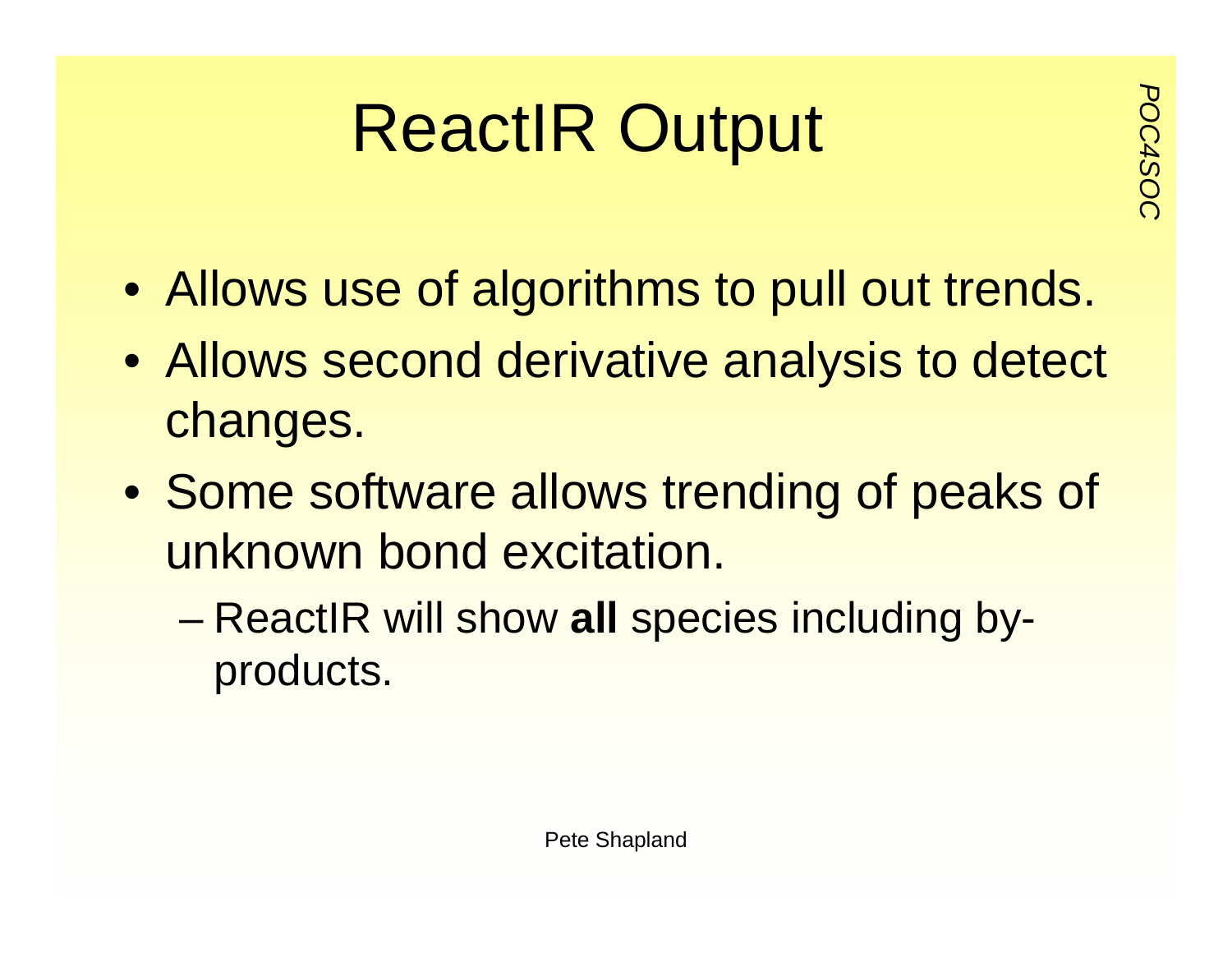# ReactIR Output

- Allows use of algorithms to pull out trends.
- Allows second derivative analysis to detect changes.
- Some software allows trending of peaks of unknown bond excitation.
  - ReactIR will show **all** species including by-products.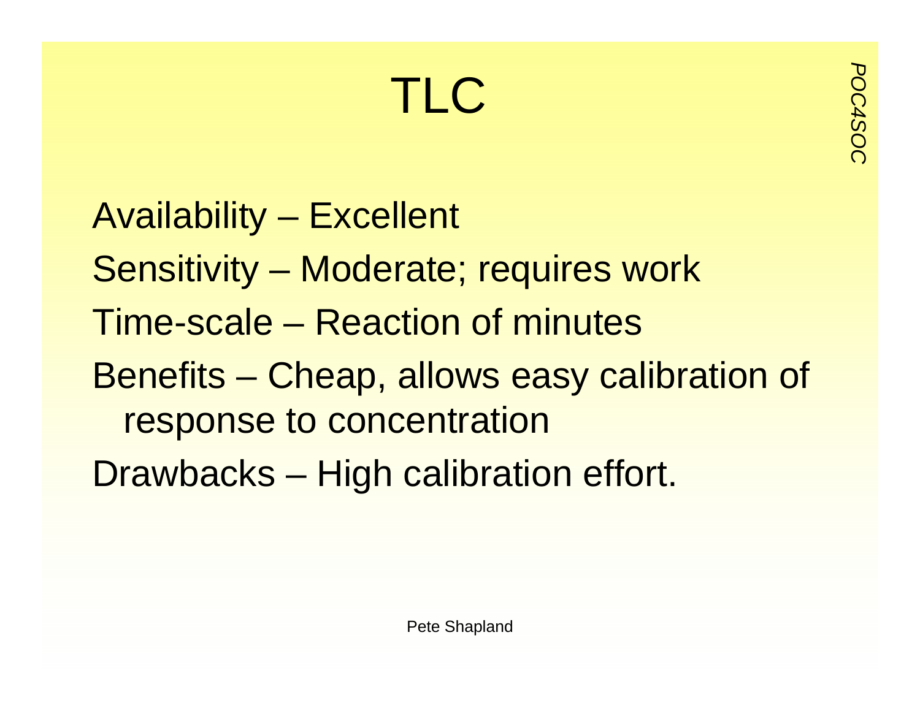# TLC

Availability – Excellent

Sensitivity – Moderate; requires work

Time-scale – Reaction of minutes

Benefits – Cheap, allows easy calibration of response to concentration

Drawbacks – High calibration effort.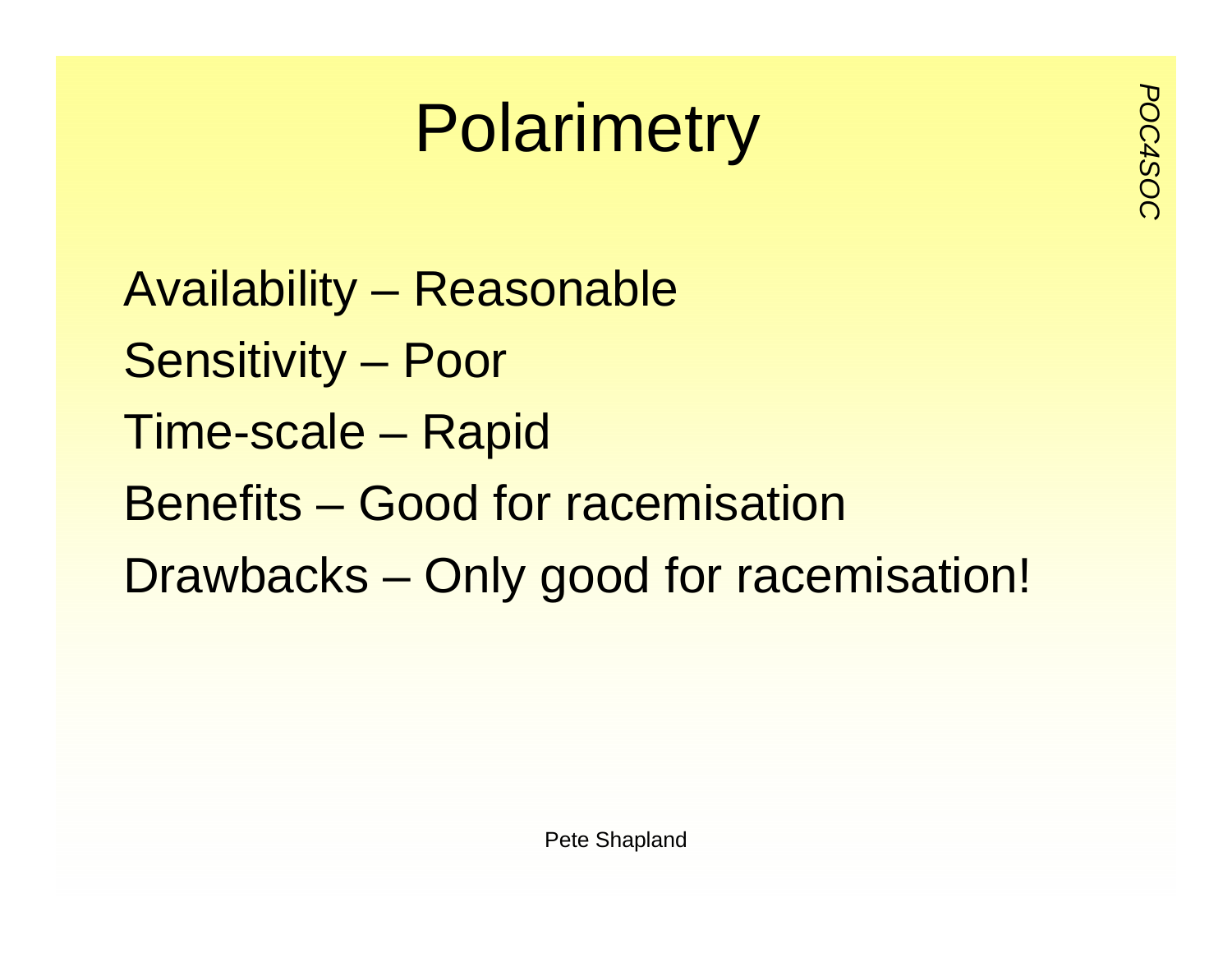# Polarimetry

Availability – Reasonable

Sensitivity – Poor

Time-scale – Rapid

Benefits – Good for racemisation

Drawbacks – Only good for racemisation!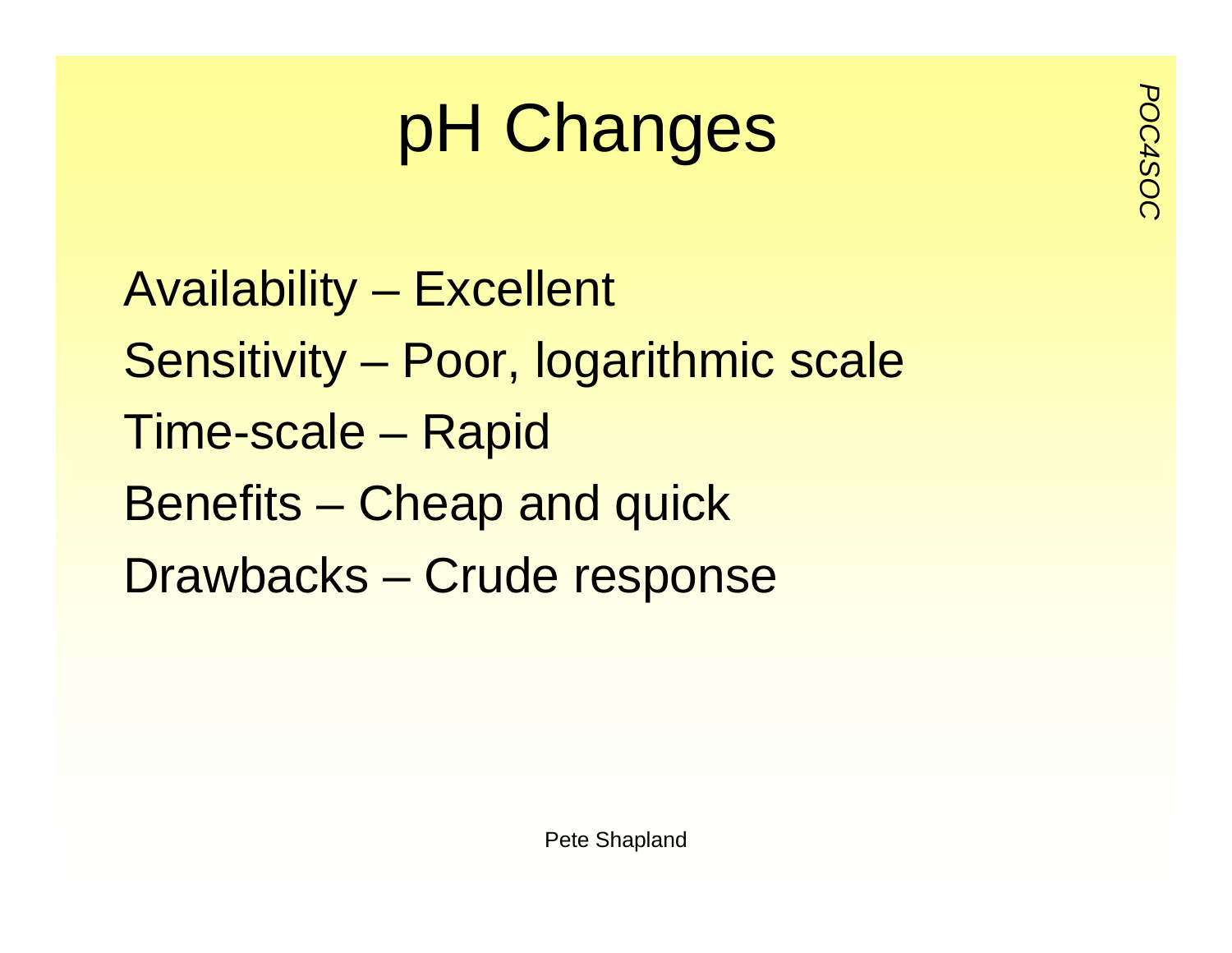# pH Changes

Availability – Excellent

Sensitivity – Poor, logarithmic scale

Time-scale – Rapid

Benefits – Cheap and quick

Drawbacks – Crude response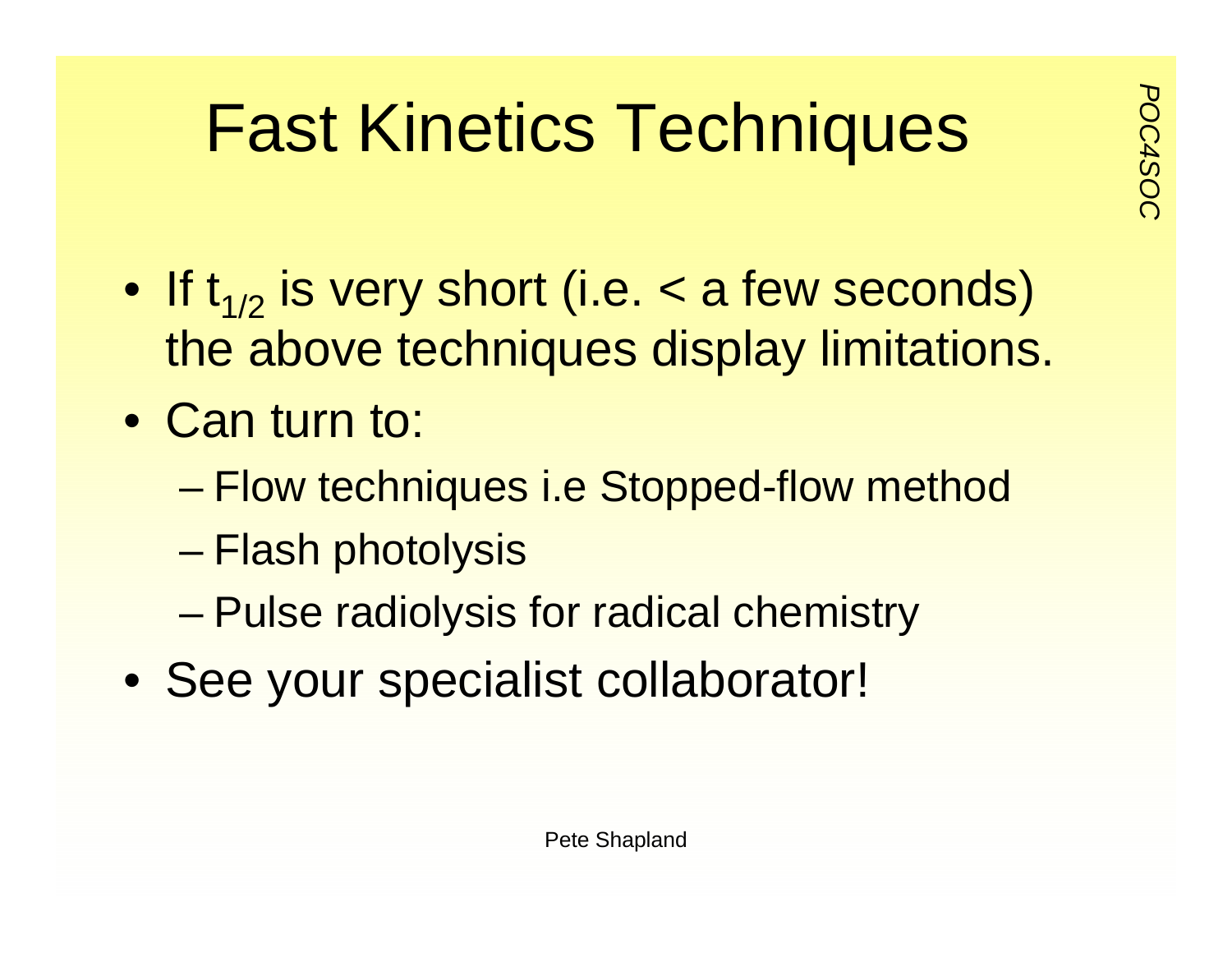# Fast Kinetics Techniques

- If $t_{1/2}$ is very short (i.e. < a few seconds) the above techniques display limitations.
- Can turn to:
  - Flow techniques i.e Stopped-flow method
  - Flash photolysis
  - Pulse radiolysis for radical chemistry
- See your specialist collaborator!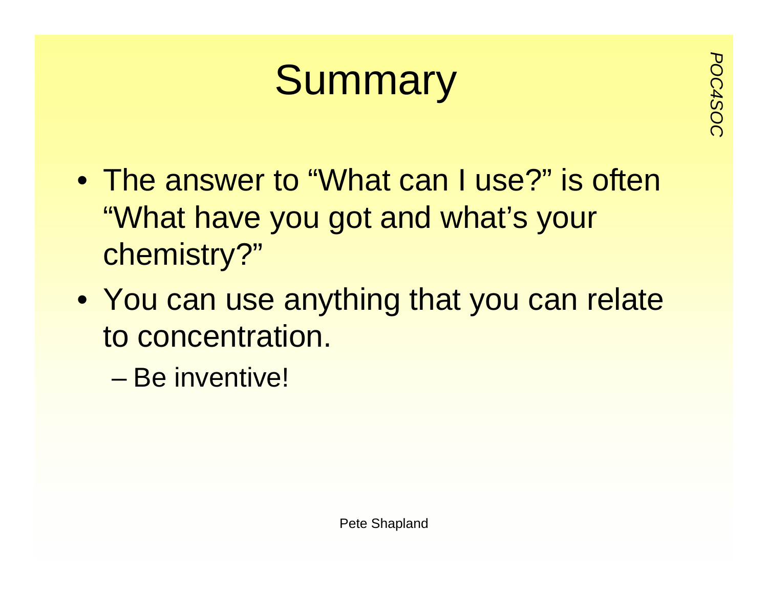# Summary

- The answer to “What can I use?” is often “What have you got and what’s your chemistry?”
- You can use anything that you can relate to concentration.
  - Be inventive!